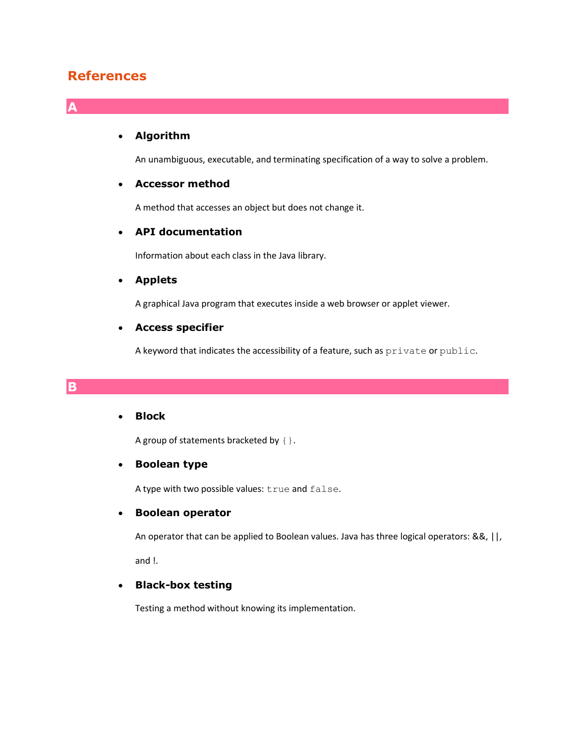# References

## A

- ### Algorithm

  An unambiguous, executable, and terminating specification of a way to solve a problem.

- ### Accessor method

  A method that accesses an object but does not change it.

- ### API documentation

  Information about each class in the Java library.

- ### Applets

  A graphical Java program that executes inside a web browser or applet viewer.

- ### Access specifier

  A keyword that indicates the accessibility of a feature, such as `private` or `public`.

## B

- ### Block

  A group of statements bracketed by `{}`.

- ### Boolean type

  A type with two possible values: `true` and `false`.

- ### Boolean operator

  An operator that can be applied to Boolean values. Java has three logical operators: &&, ||, and !.

- ### Black-box testing

  Testing a method without knowing its implementation.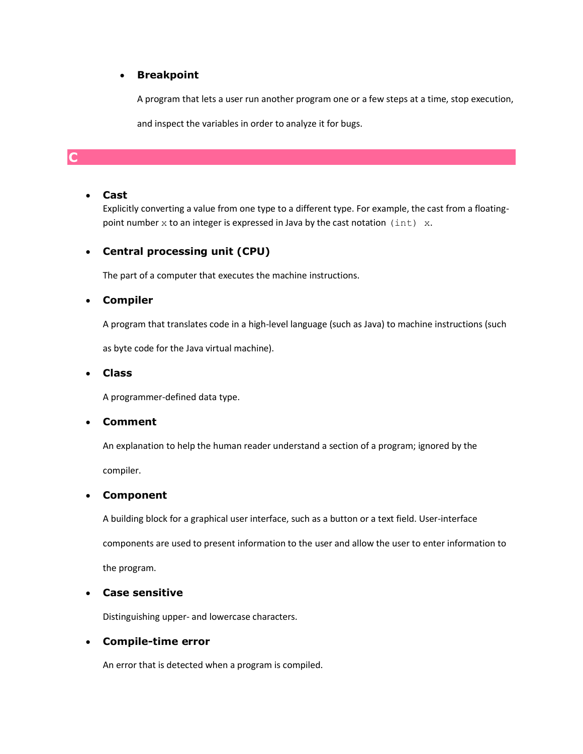- **Breakpoint**

  A program that lets a user run another program one or a few steps at a time, stop execution, and inspect the variables in order to analyze it for bugs.

## C

- **Cast**

  Explicitly converting a value from one type to a different type. For example, the cast from a floating-point number `x` to an integer is expressed in Java by the cast notation `(int) x`.

- **Central processing unit (CPU)**

  The part of a computer that executes the machine instructions.

- **Compiler**

  A program that translates code in a high-level language (such as Java) to machine instructions (such as byte code for the Java virtual machine).

- **Class**

  A programmer-defined data type.

- **Comment**

  An explanation to help the human reader understand a section of a program; ignored by the compiler.

- **Component**

  A building block for a graphical user interface, such as a button or a text field. User-interface components are used to present information to the user and allow the user to enter information to the program.

- **Case sensitive**

  Distinguishing upper- and lowercase characters.

- **Compile-time error**

  An error that is detected when a program is compiled.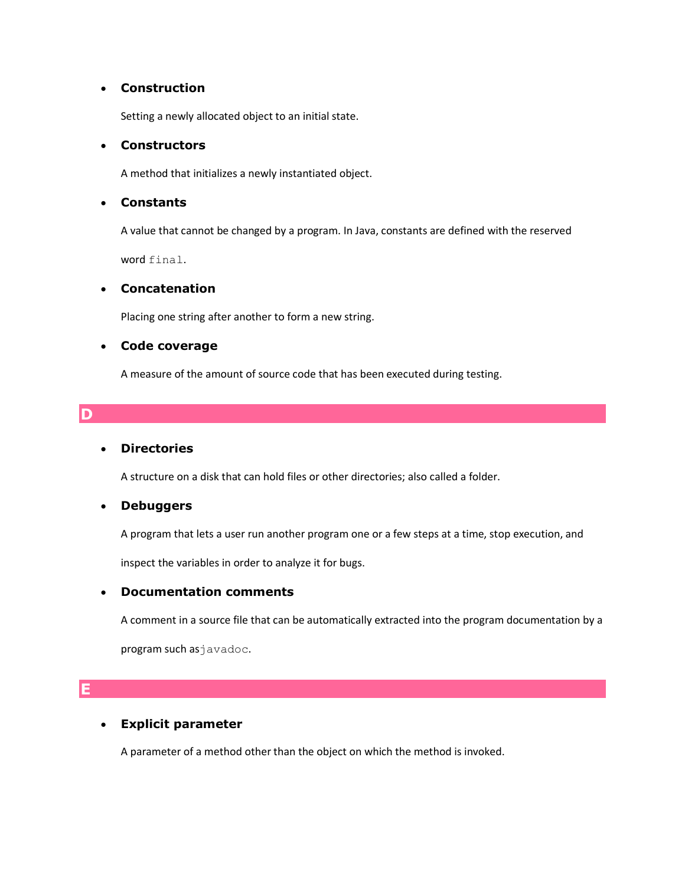- **Construction**

  Setting a newly allocated object to an initial state.

- **Constructors**

  A method that initializes a newly instantiated object.

- **Constants**

  A value that cannot be changed by a program. In Java, constants are defined with the reserved word `final`.

- **Concatenation**

  Placing one string after another to form a new string.

- **Code coverage**

  A measure of the amount of source code that has been executed during testing.

## D

- **Directories**

  A structure on a disk that can hold files or other directories; also called a folder.

- **Debuggers**

  A program that lets a user run another program one or a few steps at a time, stop execution, and inspect the variables in order to analyze it for bugs.

- **Documentation comments**

  A comment in a source file that can be automatically extracted into the program documentation by a program such as`javadoc`.

## E

- **Explicit parameter**

  A parameter of a method other than the object on which the method is invoked.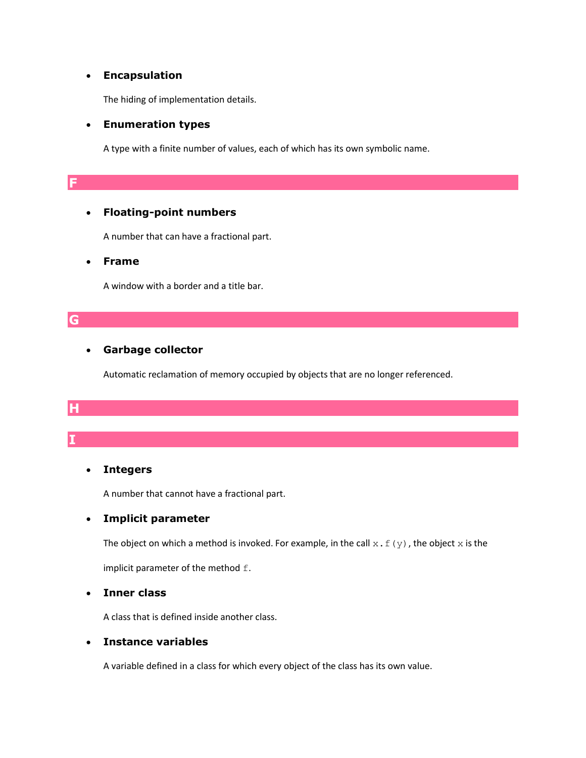- **Encapsulation**

  The hiding of implementation details.

- **Enumeration types**

  A type with a finite number of values, each of which has its own symbolic name.

## F

- **Floating-point numbers**

  A number that can have a fractional part.

- **Frame**

  A window with a border and a title bar.

## G

- **Garbage collector**

  Automatic reclamation of memory occupied by objects that are no longer referenced.

## H

## I

- **Integers**

  A number that cannot have a fractional part.

- **Implicit parameter**

  The object on which a method is invoked. For example, in the call `x.f(y)`, the object `x` is the implicit parameter of the method `f`.

- **Inner class**

  A class that is defined inside another class.

- **Instance variables**

  A variable defined in a class for which every object of the class has its own value.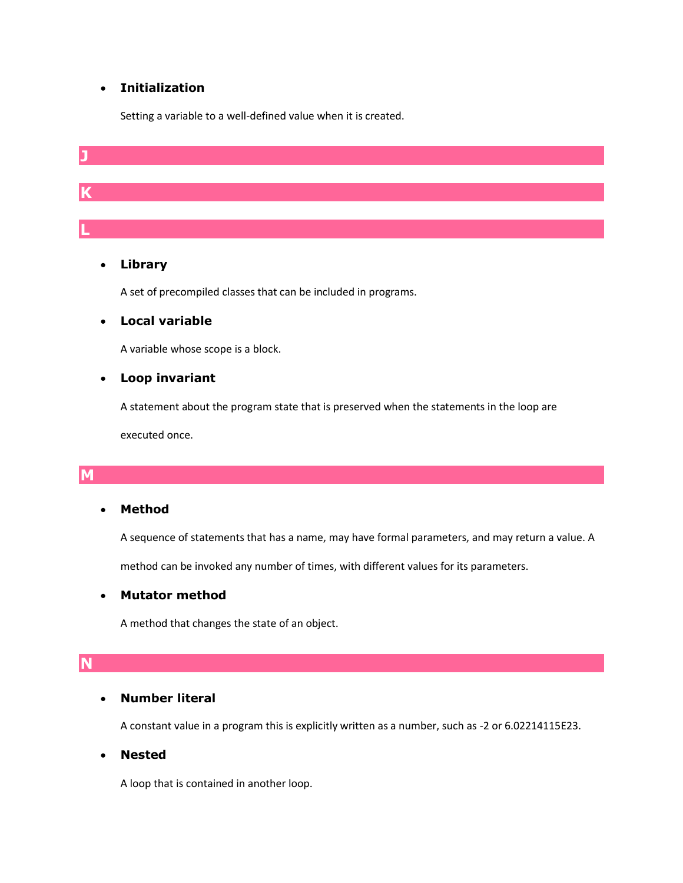- **Initialization**

  Setting a variable to a well-defined value when it is created.

## J

## K

## L

- **Library**

  A set of precompiled classes that can be included in programs.

- **Local variable**

  A variable whose scope is a block.

- **Loop invariant**

  A statement about the program state that is preserved when the statements in the loop are executed once.

## M

- **Method**

  A sequence of statements that has a name, may have formal parameters, and may return a value. A method can be invoked any number of times, with different values for its parameters.

- **Mutator method**

  A method that changes the state of an object.

## N

- **Number literal**

  A constant value in a program this is explicitly written as a number, such as -2 or 6.02214115E23.

- **Nested**

  A loop that is contained in another loop.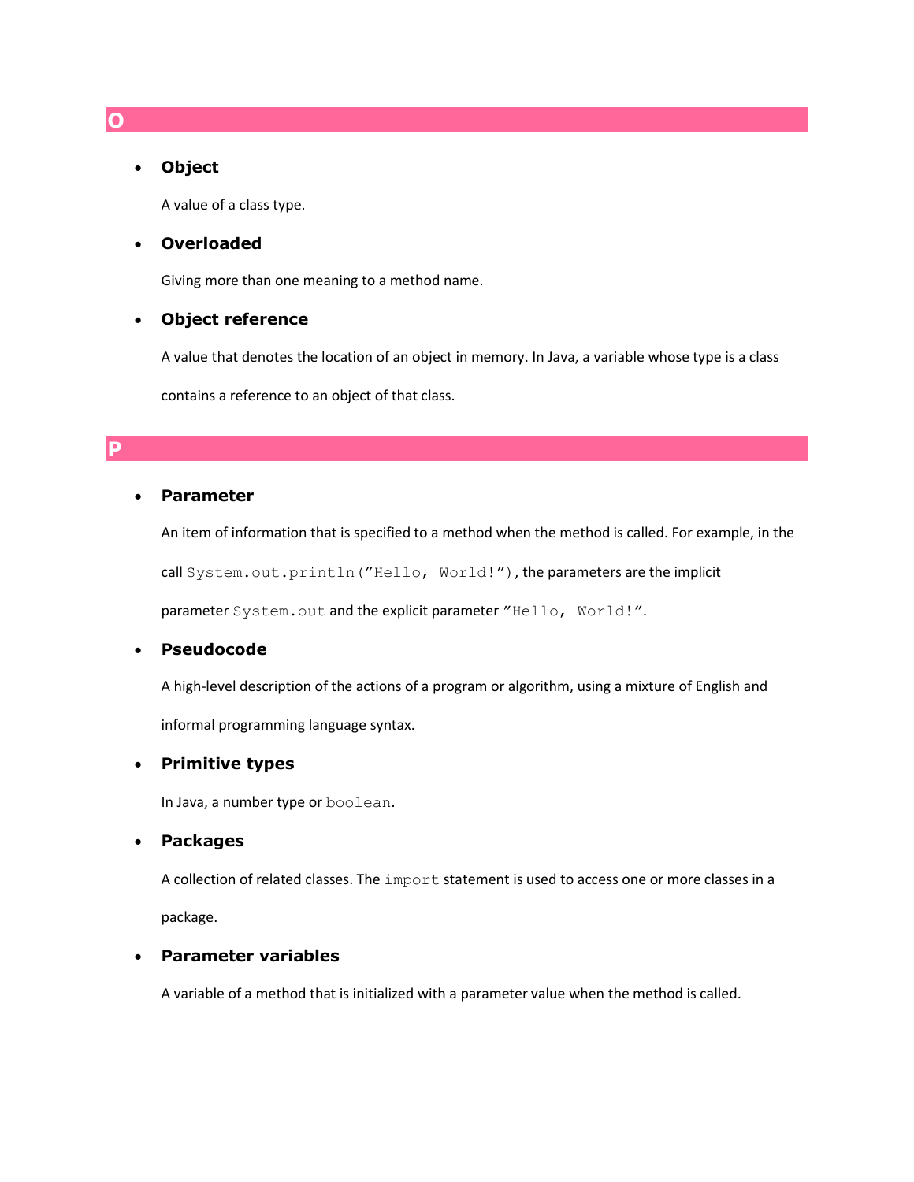## O

- **Object**

  A value of a class type.

- **Overloaded**

  Giving more than one meaning to a method name.

- **Object reference**

  A value that denotes the location of an object in memory. In Java, a variable whose type is a class contains a reference to an object of that class.

## P

- **Parameter**

  An item of information that is specified to a method when the method is called. For example, in the call `System.out.println(”Hello, World!”)`, the parameters are the implicit parameter `System.out` and the explicit parameter `”Hello, World!”`.

- **Pseudocode**

  A high-level description of the actions of a program or algorithm, using a mixture of English and informal programming language syntax.

- **Primitive types**

  In Java, a number type or `boolean`.

- **Packages**

  A collection of related classes. The `import` statement is used to access one or more classes in a package.

- **Parameter variables**

  A variable of a method that is initialized with a parameter value when the method is called.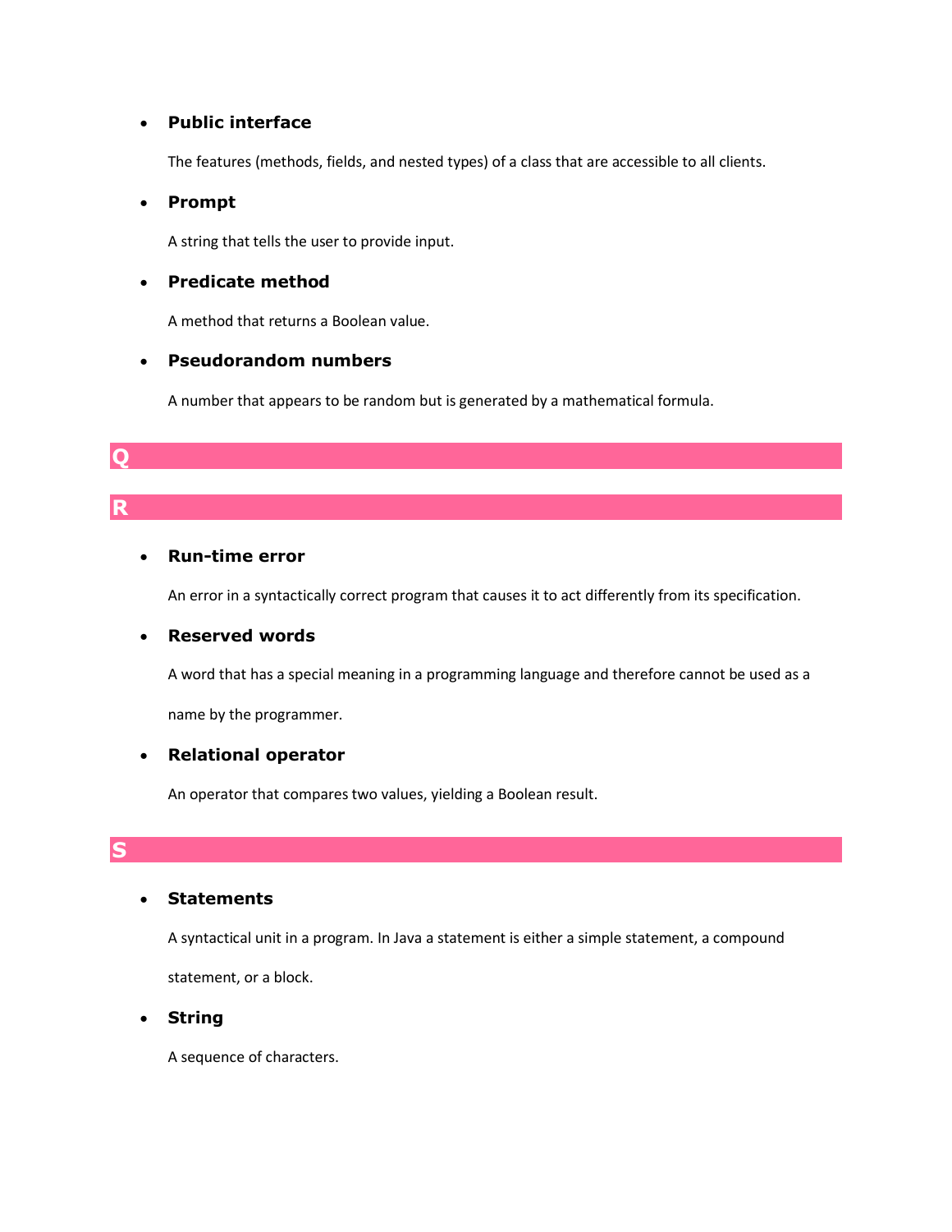- **Public interface**

  The features (methods, fields, and nested types) of a class that are accessible to all clients.

- **Prompt**

  A string that tells the user to provide input.

- **Predicate method**

  A method that returns a Boolean value.

- **Pseudorandom numbers**

  A number that appears to be random but is generated by a mathematical formula.

## Q

## R

- **Run-time error**

  An error in a syntactically correct program that causes it to act differently from its specification.

- **Reserved words**

  A word that has a special meaning in a programming language and therefore cannot be used as a name by the programmer.

- **Relational operator**

  An operator that compares two values, yielding a Boolean result.

## S

- **Statements**

  A syntactical unit in a program. In Java a statement is either a simple statement, a compound statement, or a block.

- **String**

  A sequence of characters.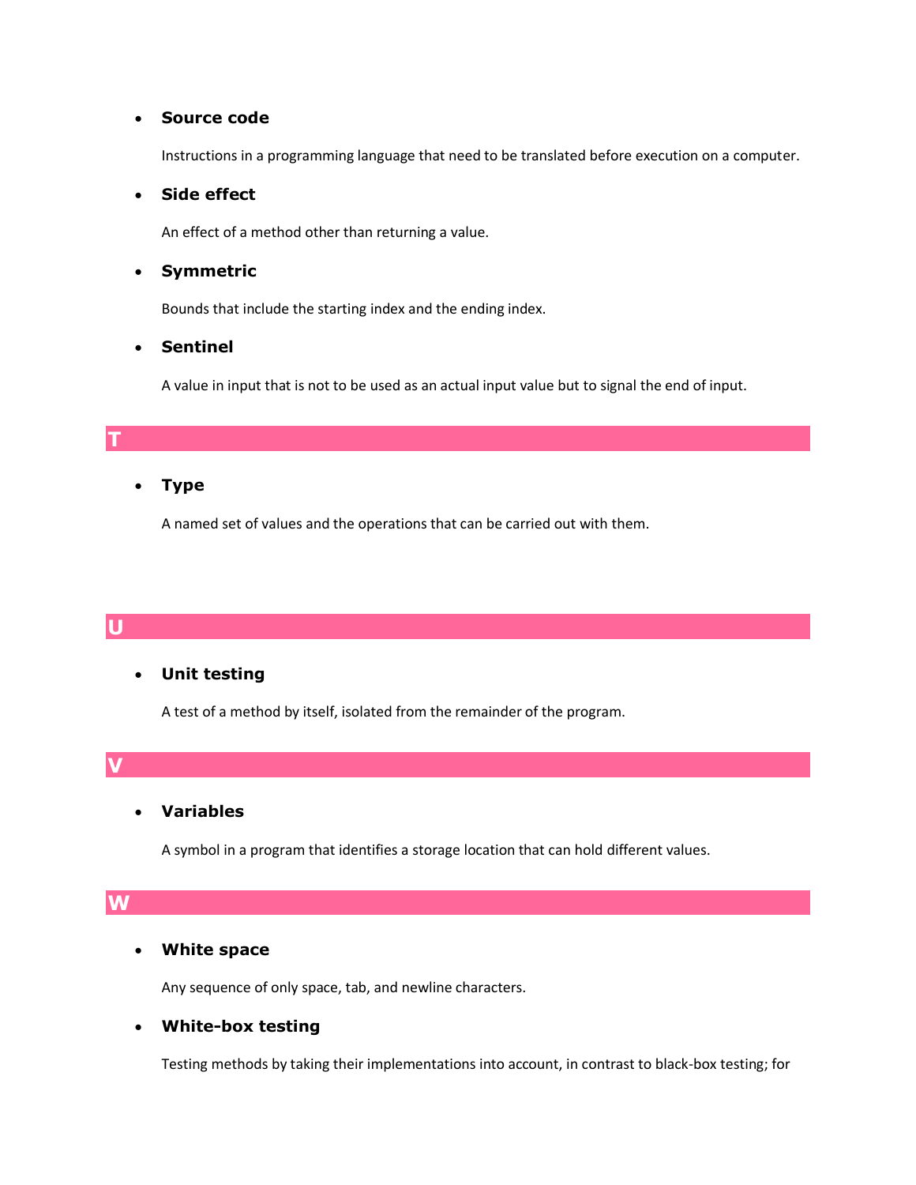- **Source code**

  Instructions in a programming language that need to be translated before execution on a computer.

- **Side effect**

  An effect of a method other than returning a value.

- **Symmetric**

  Bounds that include the starting index and the ending index.

- **Sentinel**

  A value in input that is not to be used as an actual input value but to signal the end of input.

## T

- **Type**

  A named set of values and the operations that can be carried out with them.

## U

- **Unit testing**

  A test of a method by itself, isolated from the remainder of the program.

## V

- **Variables**

  A symbol in a program that identifies a storage location that can hold different values.

## W

- **White space**

  Any sequence of only space, tab, and newline characters.

- **White-box testing**

  Testing methods by taking their implementations into account, in contrast to black-box testing; for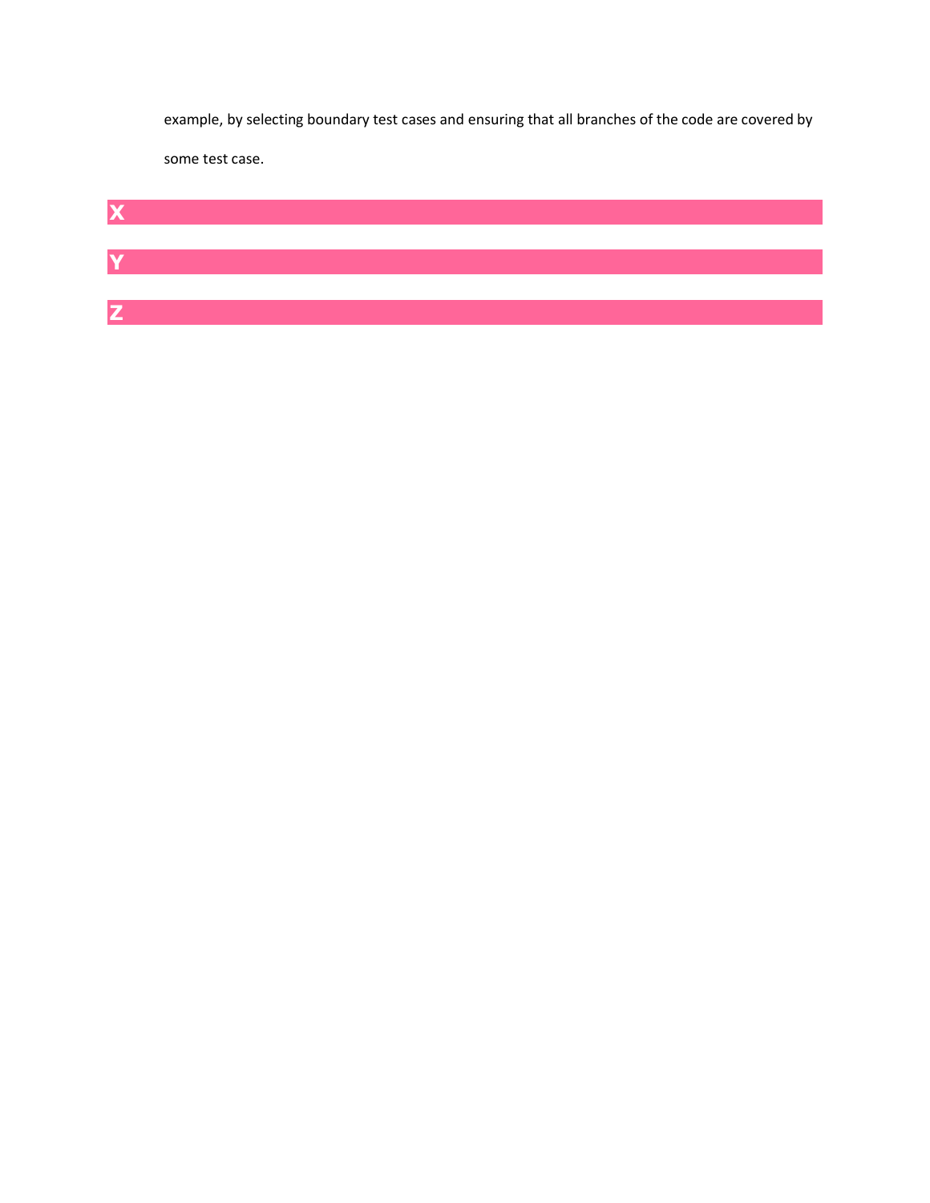example, by selecting boundary test cases and ensuring that all branches of the code are covered by some test case.

# X

# Y

# Z